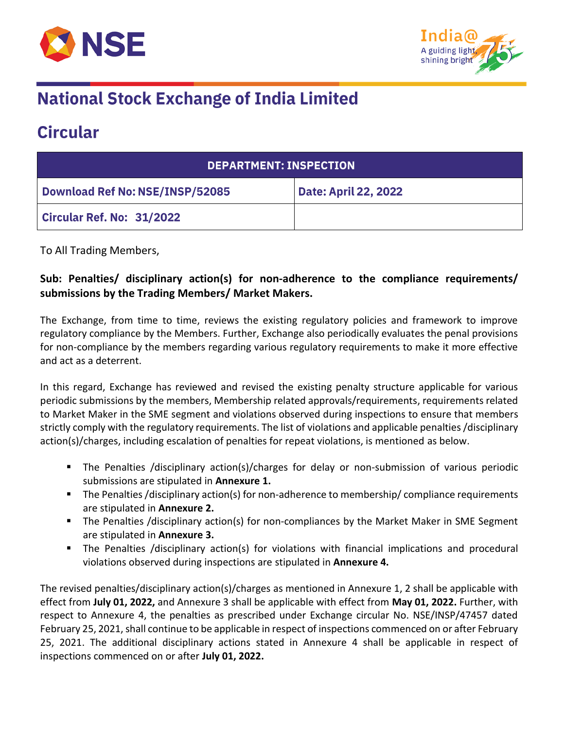# National Stock Exchange of India Limited

## Circular

| DEPARTMENT: INSPECTION | |
|---|---|
| Download Ref No: NSE/INSP/52085 | Date: April 22, 2022 |
| Circular Ref. No: 31/2022 | |

To All Trading Members,

**Sub: Penalties/ disciplinary action(s) for non-adherence to the compliance requirements/ submissions by the Trading Members/ Market Makers.**

The Exchange, from time to time, reviews the existing regulatory policies and framework to improve regulatory compliance by the Members. Further, Exchange also periodically evaluates the penal provisions for non-compliance by the members regarding various regulatory requirements to make it more effective and act as a deterrent.

In this regard, Exchange has reviewed and revised the existing penalty structure applicable for various periodic submissions by the members, Membership related approvals/requirements, requirements related to Market Maker in the SME segment and violations observed during inspections to ensure that members strictly comply with the regulatory requirements. The list of violations and applicable penalties /disciplinary action(s)/charges, including escalation of penalties for repeat violations, is mentioned as below.

- The Penalties /disciplinary action(s)/charges for delay or non-submission of various periodic submissions are stipulated in **Annexure 1.**
- The Penalties /disciplinary action(s) for non-adherence to membership/ compliance requirements are stipulated in **Annexure 2.**
- The Penalties /disciplinary action(s) for non-compliances by the Market Maker in SME Segment are stipulated in **Annexure 3.**
- The Penalties /disciplinary action(s) for violations with financial implications and procedural violations observed during inspections are stipulated in **Annexure 4.**

The revised penalties/disciplinary action(s)/charges as mentioned in Annexure 1, 2 shall be applicable with effect from **July 01, 2022,** and Annexure 3 shall be applicable with effect from **May 01, 2022.** Further, with respect to Annexure 4, the penalties as prescribed under Exchange circular No. NSE/INSP/47457 dated February 25, 2021, shall continue to be applicable in respect of inspections commenced on or after February 25, 2021. The additional disciplinary actions stated in Annexure 4 shall be applicable in respect of inspections commenced on or after **July 01, 2022.**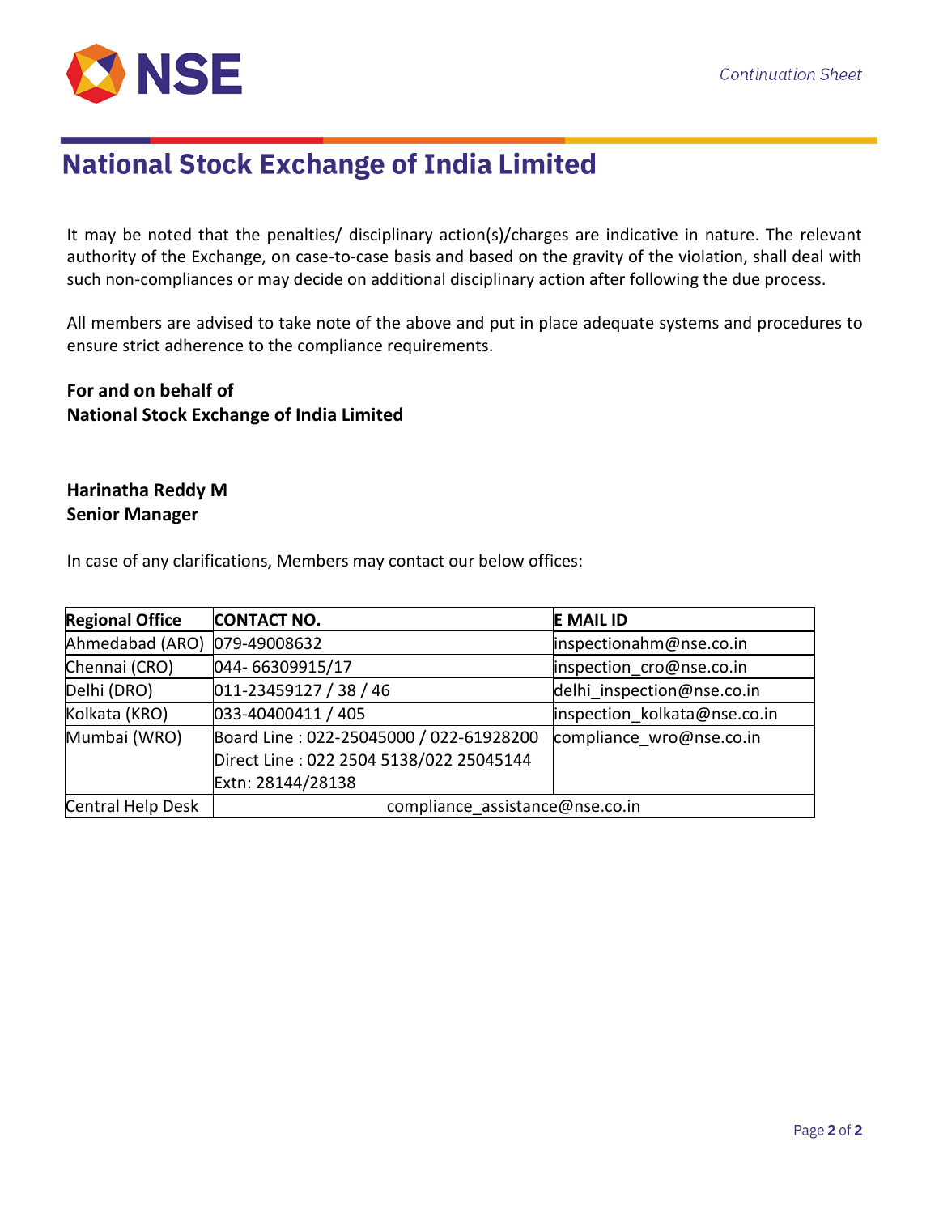# National Stock Exchange of India Limited

It may be noted that the penalties/ disciplinary action(s)/charges are indicative in nature. The relevant authority of the Exchange, on case-to-case basis and based on the gravity of the violation, shall deal with such non-compliances or may decide on additional disciplinary action after following the due process.

All members are advised to take note of the above and put in place adequate systems and procedures to ensure strict adherence to the compliance requirements.

**For and on behalf of**
**National Stock Exchange of India Limited**

**Harinatha Reddy M**
**Senior Manager**

In case of any clarifications, Members may contact our below offices:

| Regional Office | CONTACT NO. | E MAIL ID |
|---|---|---|
| Ahmedabad (ARO) | 079-49008632 | inspectionahm@nse.co.in |
| Chennai (CRO) | 044- 66309915/17 | inspection_cro@nse.co.in |
| Delhi (DRO) | 011-23459127 / 38 / 46 | delhi_inspection@nse.co.in |
| Kolkata (KRO) | 033-40400411 / 405 | inspection_kolkata@nse.co.in |
| Mumbai (WRO) | Board Line : 022-25045000 / 022-61928200<br>Direct Line : 022 2504 5138/022 25045144<br>Extn: 28144/28138 | compliance_wro@nse.co.in |
| Central Help Desk | compliance_assistance@nse.co.in | |